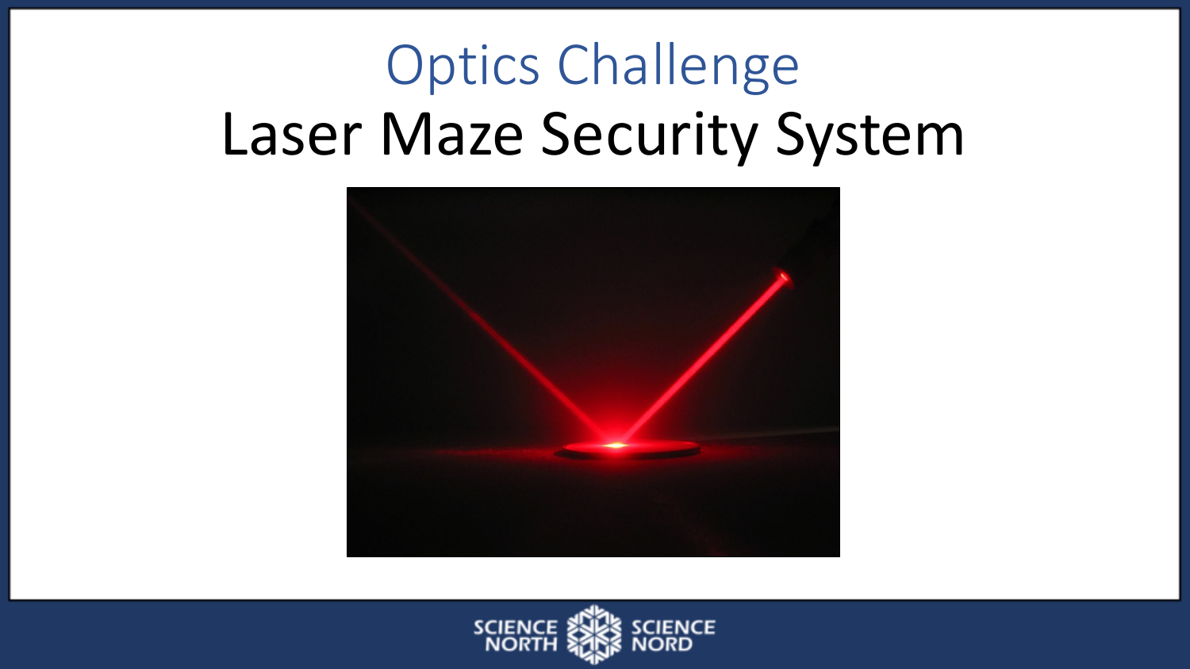# Optics Challenge

## Laser Maze Security System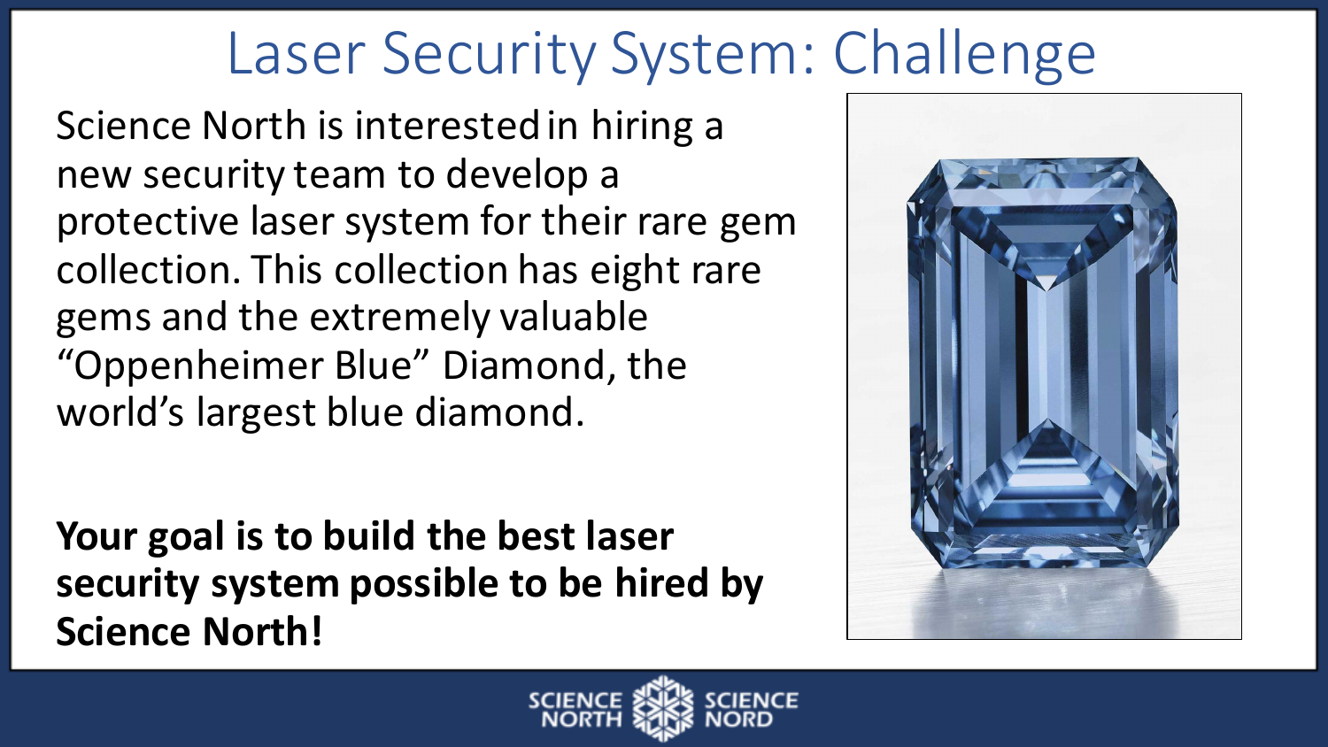# Laser Security System: Challenge

Science North is interested in hiring a new security team to develop a protective laser system for their rare gem collection. This collection has eight rare gems and the extremely valuable "Oppenheimer Blue" Diamond, the world's largest blue diamond.

**Your goal is to build the best laser security system possible to be hired by Science North!**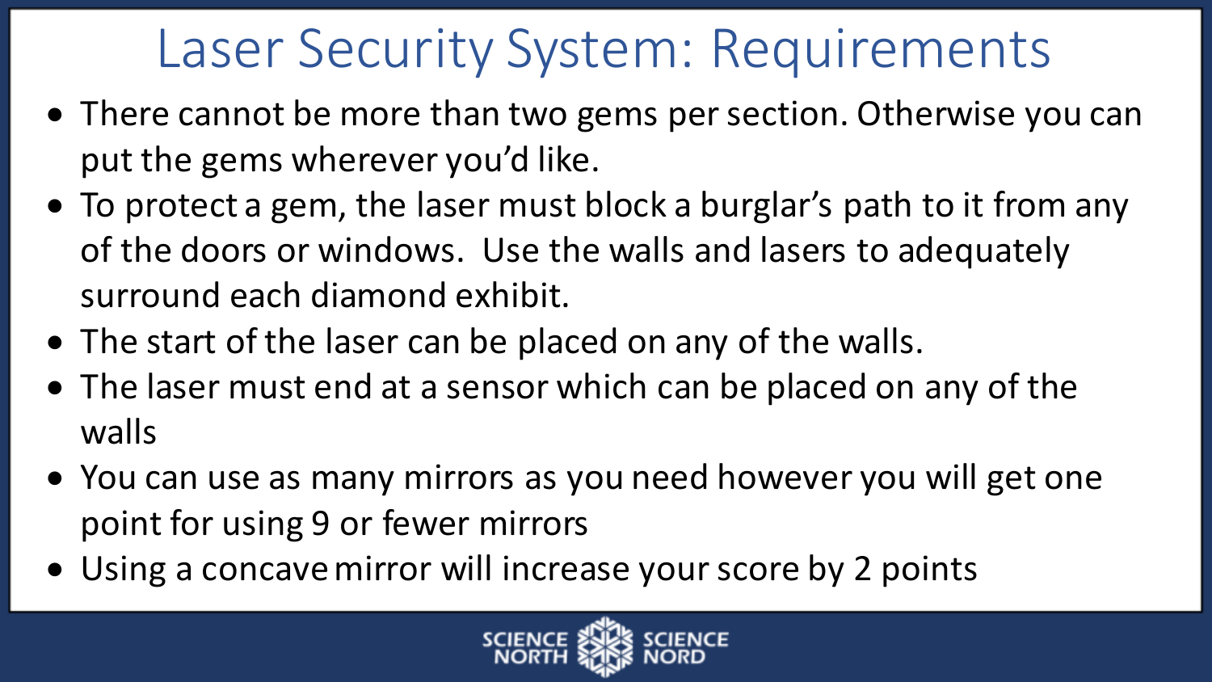# Laser Security System: Requirements

- There cannot be more than two gems per section. Otherwise you can put the gems wherever you'd like.
- To protect a gem, the laser must block a burglar's path to it from any of the doors or windows. Use the walls and lasers to adequately surround each diamond exhibit.
- The start of the laser can be placed on any of the walls.
- The laser must end at a sensor which can be placed on any of the walls
- You can use as many mirrors as you need however you will get one point for using 9 or fewer mirrors
- Using a concave mirror will increase your score by 2 points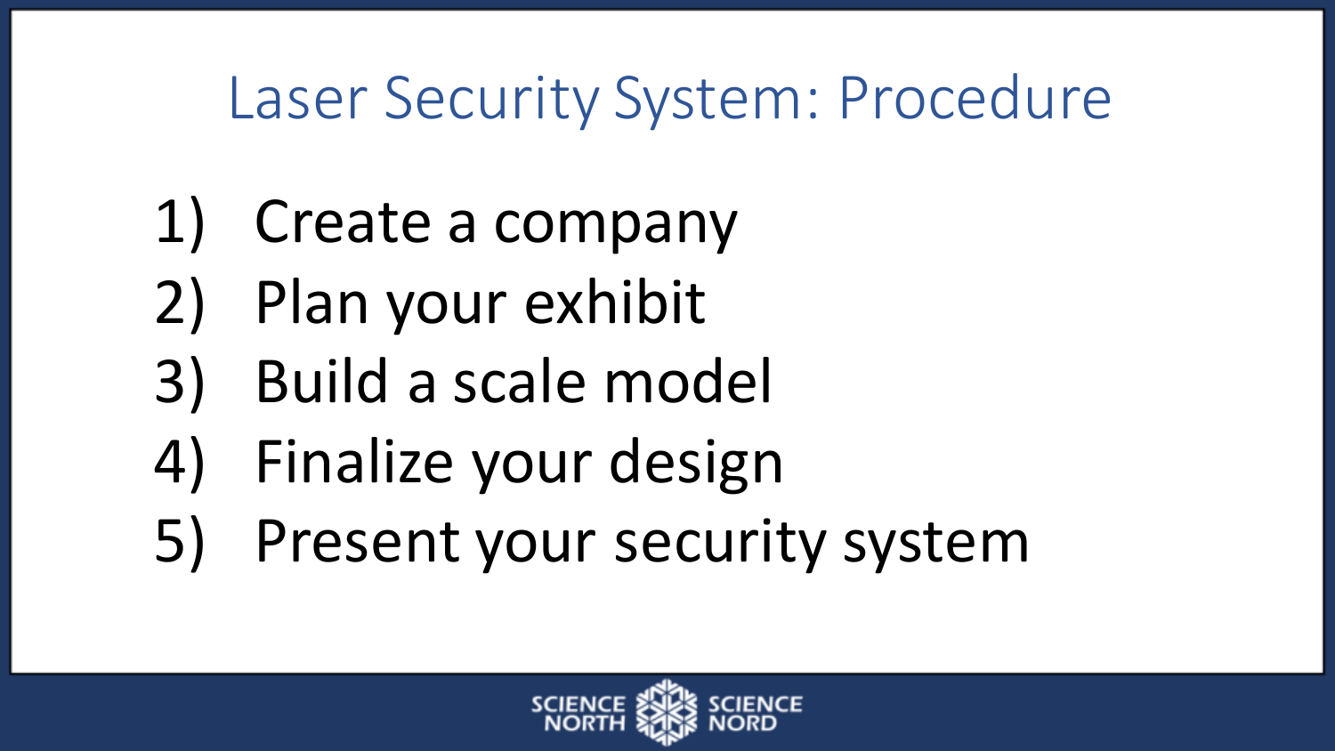# Laser Security System: Procedure

1) Create a company
2) Plan your exhibit
3) Build a scale model
4) Finalize your design
5) Present your security system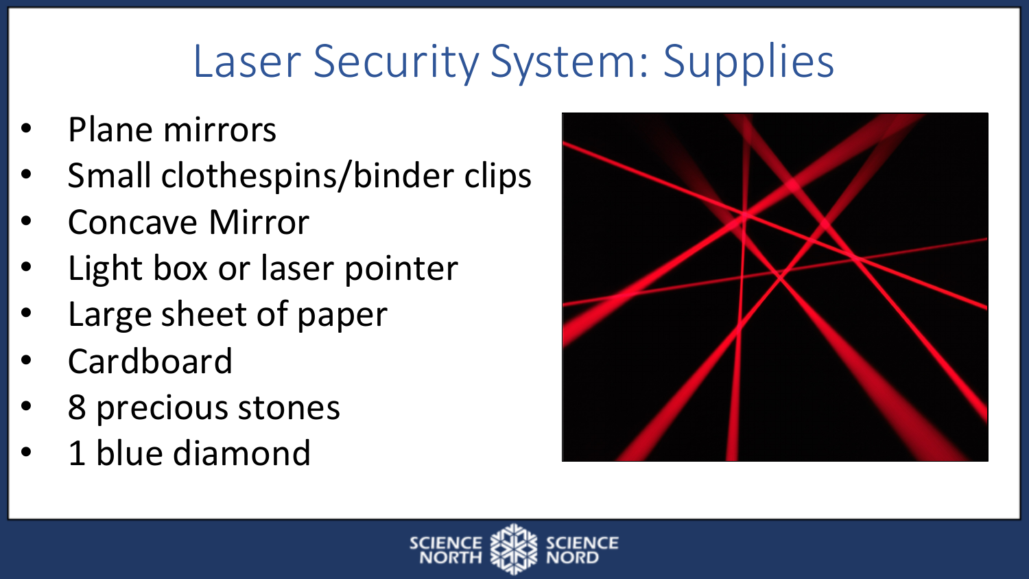# Laser Security System: Supplies

- Plane mirrors
- Small clothespins/binder clips
- Concave Mirror
- Light box or laser pointer
- Large sheet of paper
- Cardboard
- 8 precious stones
- 1 blue diamond